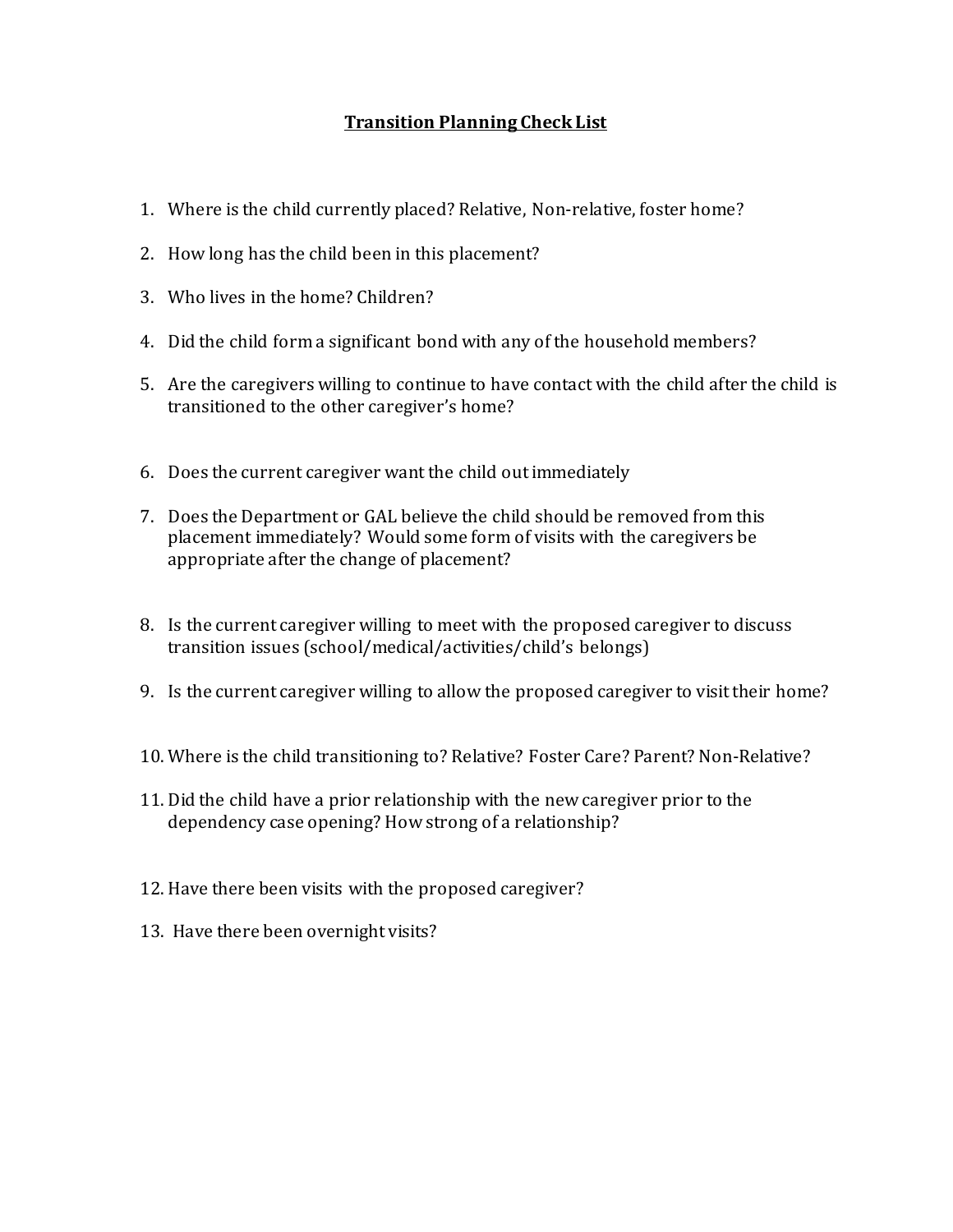# Transition Planning Check List

1. Where is the child currently placed? Relative, Non-relative, foster home?
2. How long has the child been in this placement?
3. Who lives in the home? Children?
4. Did the child form a significant bond with any of the household members?
5. Are the caregivers willing to continue to have contact with the child after the child is transitioned to the other caregiver's home?
6. Does the current caregiver want the child out immediately
7. Does the Department or GAL believe the child should be removed from this placement immediately? Would some form of visits with the caregivers be appropriate after the change of placement?
8. Is the current caregiver willing to meet with the proposed caregiver to discuss transition issues (school/medical/activities/child's belongs)
9. Is the current caregiver willing to allow the proposed caregiver to visit their home?
10. Where is the child transitioning to? Relative? Foster Care? Parent? Non-Relative?
11. Did the child have a prior relationship with the new caregiver prior to the dependency case opening? How strong of a relationship?
12. Have there been visits with the proposed caregiver?
13. Have there been overnight visits?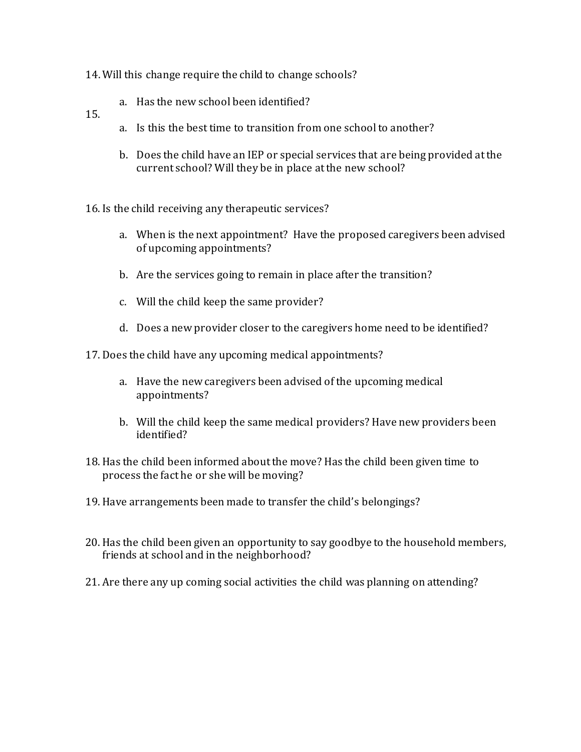14. Will this change require the child to change schools?

    a. Has the new school been identified?

15.

    a. Is this the best time to transition from one school to another?

    b. Does the child have an IEP or special services that are being provided at the current school? Will they be in place at the new school?

16. Is the child receiving any therapeutic services?

    a. When is the next appointment? Have the proposed caregivers been advised of upcoming appointments?

    b. Are the services going to remain in place after the transition?

    c. Will the child keep the same provider?

    d. Does a new provider closer to the caregivers home need to be identified?

17. Does the child have any upcoming medical appointments?

    a. Have the new caregivers been advised of the upcoming medical appointments?

    b. Will the child keep the same medical providers? Have new providers been identified?

18. Has the child been informed about the move? Has the child been given time to process the fact he or she will be moving?

19. Have arrangements been made to transfer the child's belongings?

20. Has the child been given an opportunity to say goodbye to the household members, friends at school and in the neighborhood?

21. Are there any up coming social activities the child was planning on attending?